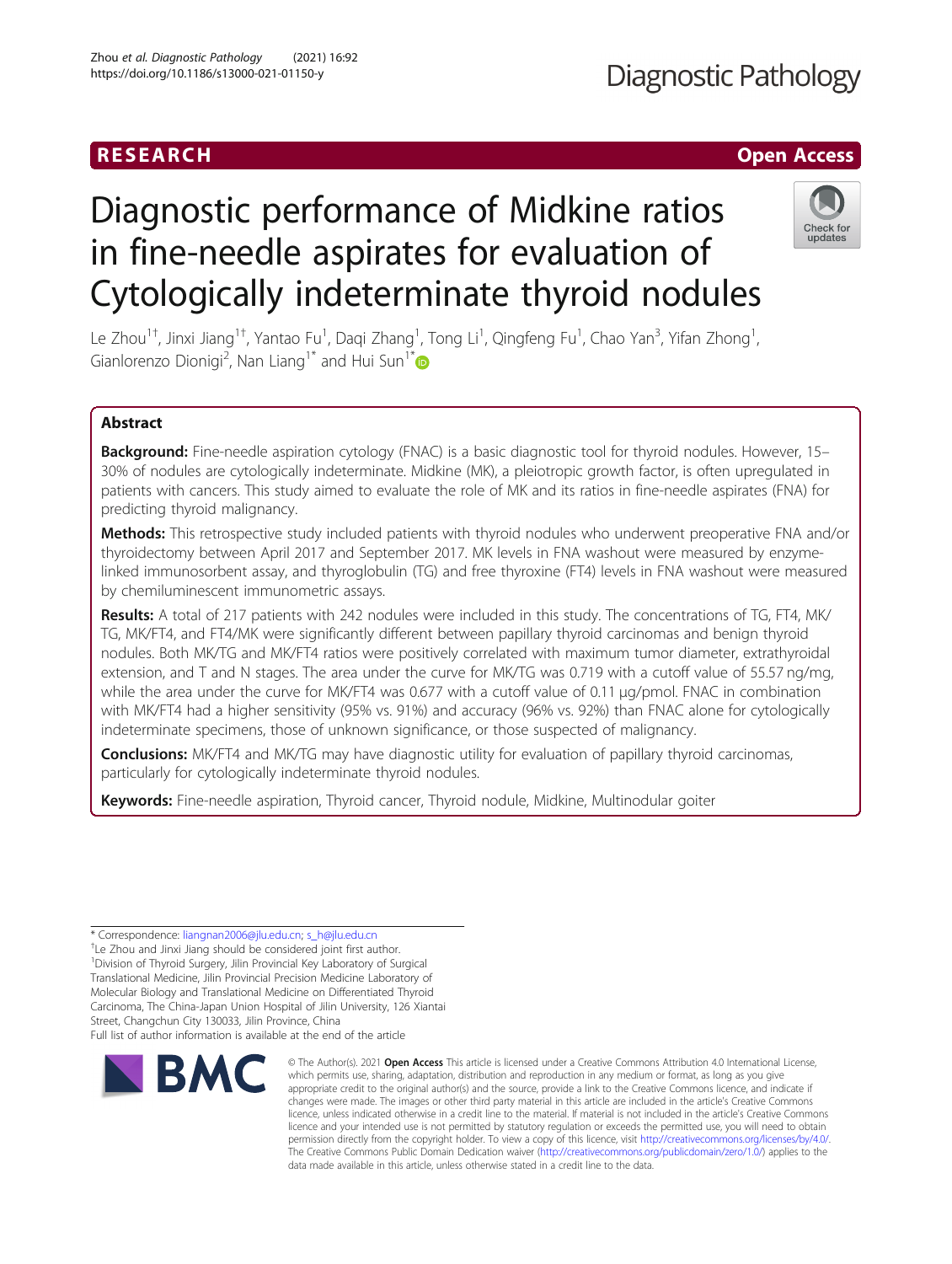RESEARCH

Open Access

# Diagnostic performance of Midkine ratios in fine-needle aspirates for evaluation of Cytologically indeterminate thyroid nodules

Le Zhou[1†], Jinxi Jiang[1†], Yantao Fu[1], Daqi Zhang[1], Tong Li[1], Qingfeng Fu[1], Chao Yan[3], Yifan Zhong[1], Gianlorenzo Dionigi[2], Nan Liang[1*] and Hui Sun[1*]

## Abstract

**Background:** Fine-needle aspiration cytology (FNAC) is a basic diagnostic tool for thyroid nodules. However, 15–30% of nodules are cytologically indeterminate. Midkine (MK), a pleiotropic growth factor, is often upregulated in patients with cancers. This study aimed to evaluate the role of MK and its ratios in fine-needle aspirates (FNA) for predicting thyroid malignancy.

**Methods:** This retrospective study included patients with thyroid nodules who underwent preoperative FNA and/or thyroidectomy between April 2017 and September 2017. MK levels in FNA washout were measured by enzyme-linked immunosorbent assay, and thyroglobulin (TG) and free thyroxine (FT4) levels in FNA washout were measured by chemiluminescent immunometric assays.

**Results:** A total of 217 patients with 242 nodules were included in this study. The concentrations of TG, FT4, MK/TG, MK/FT4, and FT4/MK were significantly different between papillary thyroid carcinomas and benign thyroid nodules. Both MK/TG and MK/FT4 ratios were positively correlated with maximum tumor diameter, extrathyroidal extension, and T and N stages. The area under the curve for MK/TG was 0.719 with a cutoff value of 55.57 ng/mg, while the area under the curve for MK/FT4 was 0.677 with a cutoff value of 0.11 μg/pmol. FNAC in combination with MK/FT4 had a higher sensitivity (95% vs. 91%) and accuracy (96% vs. 92%) than FNAC alone for cytologically indeterminate specimens, those of unknown significance, or those suspected of malignancy.

**Conclusions:** MK/FT4 and MK/TG may have diagnostic utility for evaluation of papillary thyroid carcinomas, particularly for cytologically indeterminate thyroid nodules.

**Keywords:** Fine-needle aspiration, Thyroid cancer, Thyroid nodule, Midkine, Multinodular goiter

---

* Correspondence: liangnan2006@jlu.edu.cn; s_h@jlu.edu.cn

†Le Zhou and Jinxi Jiang should be considered joint first author.

[1]Division of Thyroid Surgery, Jilin Provincial Key Laboratory of Surgical Translational Medicine, Jilin Provincial Precision Medicine Laboratory of Molecular Biology and Translational Medicine on Differentiated Thyroid Carcinoma, The China-Japan Union Hospital of Jilin University, 126 Xiantai Street, Changchun City 130033, Jilin Province, China

Full list of author information is available at the end of the article

© The Author(s). 2021 **Open Access** This article is licensed under a Creative Commons Attribution 4.0 International License, which permits use, sharing, adaptation, distribution and reproduction in any medium or format, as long as you give appropriate credit to the original author(s) and the source, provide a link to the Creative Commons licence, and indicate if changes were made. The images or other third party material in this article are included in the article's Creative Commons licence, unless indicated otherwise in a credit line to the material. If material is not included in the article's Creative Commons licence and your intended use is not permitted by statutory regulation or exceeds the permitted use, you will need to obtain permission directly from the copyright holder. To view a copy of this licence, visit http://creativecommons.org/licenses/by/4.0/. The Creative Commons Public Domain Dedication waiver (http://creativecommons.org/publicdomain/zero/1.0/) applies to the data made available in this article, unless otherwise stated in a credit line to the data.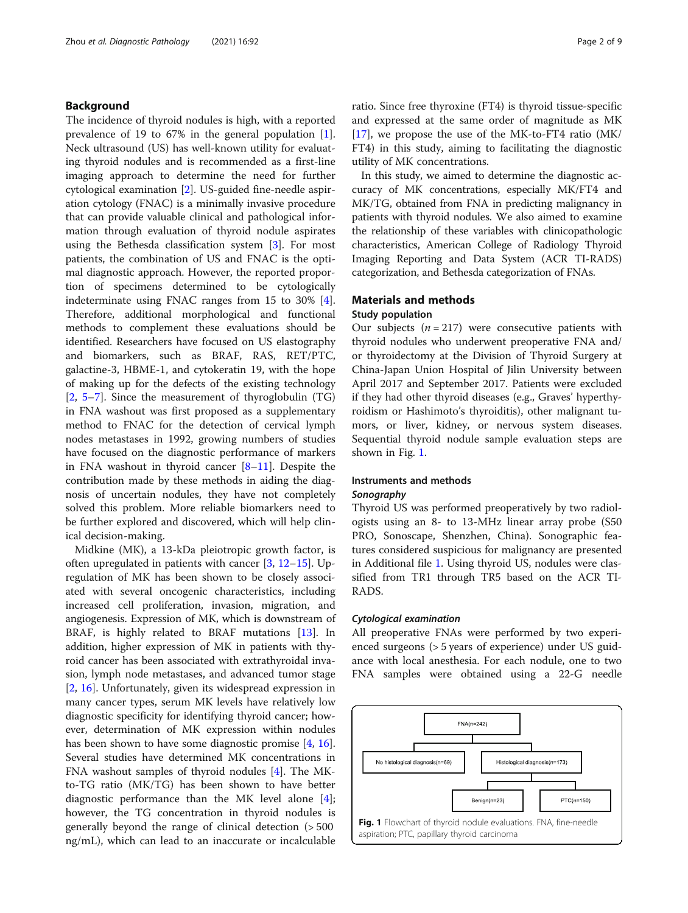## Background

The incidence of thyroid nodules is high, with a reported prevalence of 19 to 67% in the general population [1]. Neck ultrasound (US) has well-known utility for evaluating thyroid nodules and is recommended as a first-line imaging approach to determine the need for further cytological examination [2]. US-guided fine-needle aspiration cytology (FNAC) is a minimally invasive procedure that can provide valuable clinical and pathological information through evaluation of thyroid nodule aspirates using the Bethesda classification system [3]. For most patients, the combination of US and FNAC is the optimal diagnostic approach. However, the reported proportion of specimens determined to be cytologically indeterminate using FNAC ranges from 15 to 30% [4]. Therefore, additional morphological and functional methods to complement these evaluations should be identified. Researchers have focused on US elastography and biomarkers, such as BRAF, RAS, RET/PTC, galactine-3, HBME-1, and cytokeratin 19, with the hope of making up for the defects of the existing technology [2, 5–7]. Since the measurement of thyroglobulin (TG) in FNA washout was first proposed as a supplementary method to FNAC for the detection of cervical lymph nodes metastases in 1992, growing numbers of studies have focused on the diagnostic performance of markers in FNA washout in thyroid cancer [8–11]. Despite the contribution made by these methods in aiding the diagnosis of uncertain nodules, they have not completely solved this problem. More reliable biomarkers need to be further explored and discovered, which will help clinical decision-making.

Midkine (MK), a 13-kDa pleiotropic growth factor, is often upregulated in patients with cancer [3, 12–15]. Upregulation of MK has been shown to be closely associated with several oncogenic characteristics, including increased cell proliferation, invasion, migration, and angiogenesis. Expression of MK, which is downstream of BRAF, is highly related to BRAF mutations [13]. In addition, higher expression of MK in patients with thyroid cancer has been associated with extrathyroidal invasion, lymph node metastases, and advanced tumor stage [2, 16]. Unfortunately, given its widespread expression in many cancer types, serum MK levels have relatively low diagnostic specificity for identifying thyroid cancer; however, determination of MK expression within nodules has been shown to have some diagnostic promise [4, 16]. Several studies have determined MK concentrations in FNA washout samples of thyroid nodules [4]. The MK-to-TG ratio (MK/TG) has been shown to have better diagnostic performance than the MK level alone [4]; however, the TG concentration in thyroid nodules is generally beyond the range of clinical detection (> 500 ng/mL), which can lead to an inaccurate or incalculable ratio. Since free thyroxine (FT4) is thyroid tissue-specific and expressed at the same order of magnitude as MK [17], we propose the use of the MK-to-FT4 ratio (MK/FT4) in this study, aiming to facilitating the diagnostic utility of MK concentrations.

In this study, we aimed to determine the diagnostic accuracy of MK concentrations, especially MK/FT4 and MK/TG, obtained from FNA in predicting malignancy in patients with thyroid nodules. We also aimed to examine the relationship of these variables with clinicopathologic characteristics, American College of Radiology Thyroid Imaging Reporting and Data System (ACR TI-RADS) categorization, and Bethesda categorization of FNAs.

## Materials and methods

### Study population

Our subjects ($n = 217$) were consecutive patients with thyroid nodules who underwent preoperative FNA and/or thyroidectomy at the Division of Thyroid Surgery at China-Japan Union Hospital of Jilin University between April 2017 and September 2017. Patients were excluded if they had other thyroid diseases (e.g., Graves' hyperthyroidism or Hashimoto's thyroiditis), other malignant tumors, or liver, kidney, or nervous system diseases. Sequential thyroid nodule sample evaluation steps are shown in Fig. 1.

### Instruments and methods

#### *Sonography*

Thyroid US was performed preoperatively by two radiologists using an 8- to 13-MHz linear array probe (S50 PRO, Sonoscape, Shenzhen, China). Sonographic features considered suspicious for malignancy are presented in Additional file 1. Using thyroid US, nodules were classified from TR1 through TR5 based on the ACR TI-RADS.

#### *Cytological examination*

All preoperative FNAs were performed by two experienced surgeons (> 5 years of experience) under US guidance with local anesthesia. For each nodule, one to two FNA samples were obtained using a 22-G needle

FNA(n=242)
No histological diagnosis(n=69) | Histological diagnosis(n=173)
Benign(n=23) | PTC(n=150)

**Fig. 1** Flowchart of thyroid nodule evaluations. FNA, fine-needle aspiration; PTC, papillary thyroid carcinoma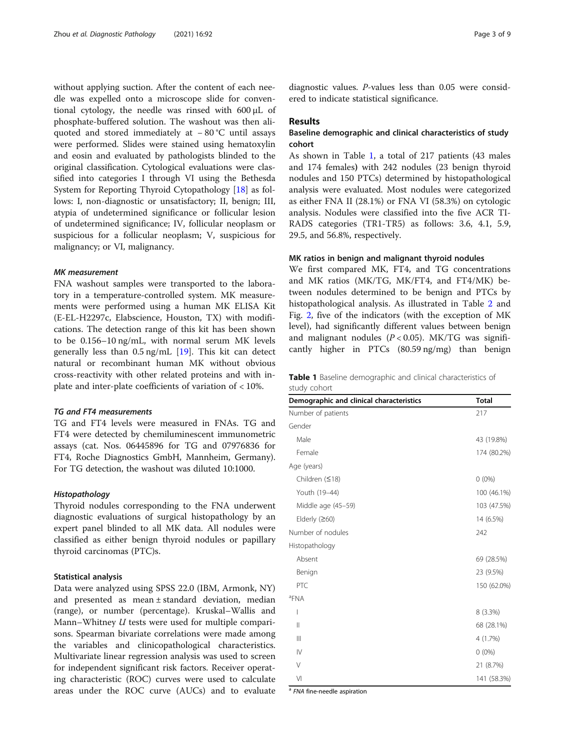without applying suction. After the content of each needle was expelled onto a microscope slide for conventional cytology, the needle was rinsed with 600 μL of phosphate-buffered solution. The washout was then aliquoted and stored immediately at − 80 °C until assays were performed. Slides were stained using hematoxylin and eosin and evaluated by pathologists blinded to the original classification. Cytological evaluations were classified into categories I through VI using the Bethesda System for Reporting Thyroid Cytopathology [18] as follows: I, non-diagnostic or unsatisfactory; II, benign; III, atypia of undetermined significance or follicular lesion of undetermined significance; IV, follicular neoplasm or suspicious for a follicular neoplasm; V, suspicious for malignancy; or VI, malignancy.

#### *MK measurement*

FNA washout samples were transported to the laboratory in a temperature-controlled system. MK measurements were performed using a human MK ELISA Kit (E-EL-H2297c, Elabscience, Houston, TX) with modifications. The detection range of this kit has been shown to be 0.156–10 ng/mL, with normal serum MK levels generally less than 0.5 ng/mL [19]. This kit can detect natural or recombinant human MK without obvious cross-reactivity with other related proteins and with in-plate and inter-plate coefficients of variation of < 10%.

#### *TG and FT4 measurements*

TG and FT4 levels were measured in FNAs. TG and FT4 were detected by chemiluminescent immunometric assays (cat. Nos. 06445896 for TG and 07976836 for FT4, Roche Diagnostics GmbH, Mannheim, Germany). For TG detection, the washout was diluted 10:1000.

#### *Histopathology*

Thyroid nodules corresponding to the FNA underwent diagnostic evaluations of surgical histopathology by an expert panel blinded to all MK data. All nodules were classified as either benign thyroid nodules or papillary thyroid carcinomas (PTC)s.

#### *Statistical analysis*

Data were analyzed using SPSS 22.0 (IBM, Armonk, NY) and presented as mean ± standard deviation, median (range), or number (percentage). Kruskal–Wallis and Mann–Whitney *U* tests were used for multiple comparisons. Spearman bivariate correlations were made among the variables and clinicopathological characteristics. Multivariate linear regression analysis was used to screen for independent significant risk factors. Receiver operating characteristic (ROC) curves were used to calculate areas under the ROC curve (AUCs) and to evaluate diagnostic values. *P*-values less than 0.05 were considered to indicate statistical significance.

## Results

### Baseline demographic and clinical characteristics of study cohort

As shown in Table 1, a total of 217 patients (43 males and 174 females) with 242 nodules (23 benign thyroid nodules and 150 PTCs) determined by histopathological analysis were evaluated. Most nodules were categorized as either FNA II (28.1%) or FNA VI (58.3%) on cytologic analysis. Nodules were classified into the five ACR TI-RADS categories (TR1-TR5) as follows: 3.6, 4.1, 5.9, 29.5, and 56.8%, respectively.

### MK ratios in benign and malignant thyroid nodules

We first compared MK, FT4, and TG concentrations and MK ratios (MK/TG, MK/FT4, and FT4/MK) between nodules determined to be benign and PTCs by histopathological analysis. As illustrated in Table 2 and Fig. 2, five of the indicators (with the exception of MK level), had significantly different values between benign and malignant nodules ($P < 0.05$). MK/TG was significantly higher in PTCs (80.59 ng/mg) than benign

**Table 1** Baseline demographic and clinical characteristics of study cohort

| Demographic and clinical characteristics | Total |
|---|---|
| Number of patients | 217 |
| Gender | |
| Male | 43 (19.8%) |
| Female | 174 (80.2%) |
| Age (years) | |
| Children (≤18) | 0 (0%) |
| Youth (19–44) | 100 (46.1%) |
| Middle age (45–59) | 103 (47.5%) |
| Elderly (≥60) | 14 (6.5%) |
| Number of nodules | 242 |
| Histopathology | |
| Absent | 69 (28.5%) |
| Benign | 23 (9.5%) |
| PTC | 150 (62.0%) |
| [a]FNA | |
| I | 8 (3.3%) |
| II | 68 (28.1%) |
| III | 4 (1.7%) |
| IV | 0 (0%) |
| V | 21 (8.7%) |
| VI | 141 (58.3%) |

[a] *FNA* fine-needle aspiration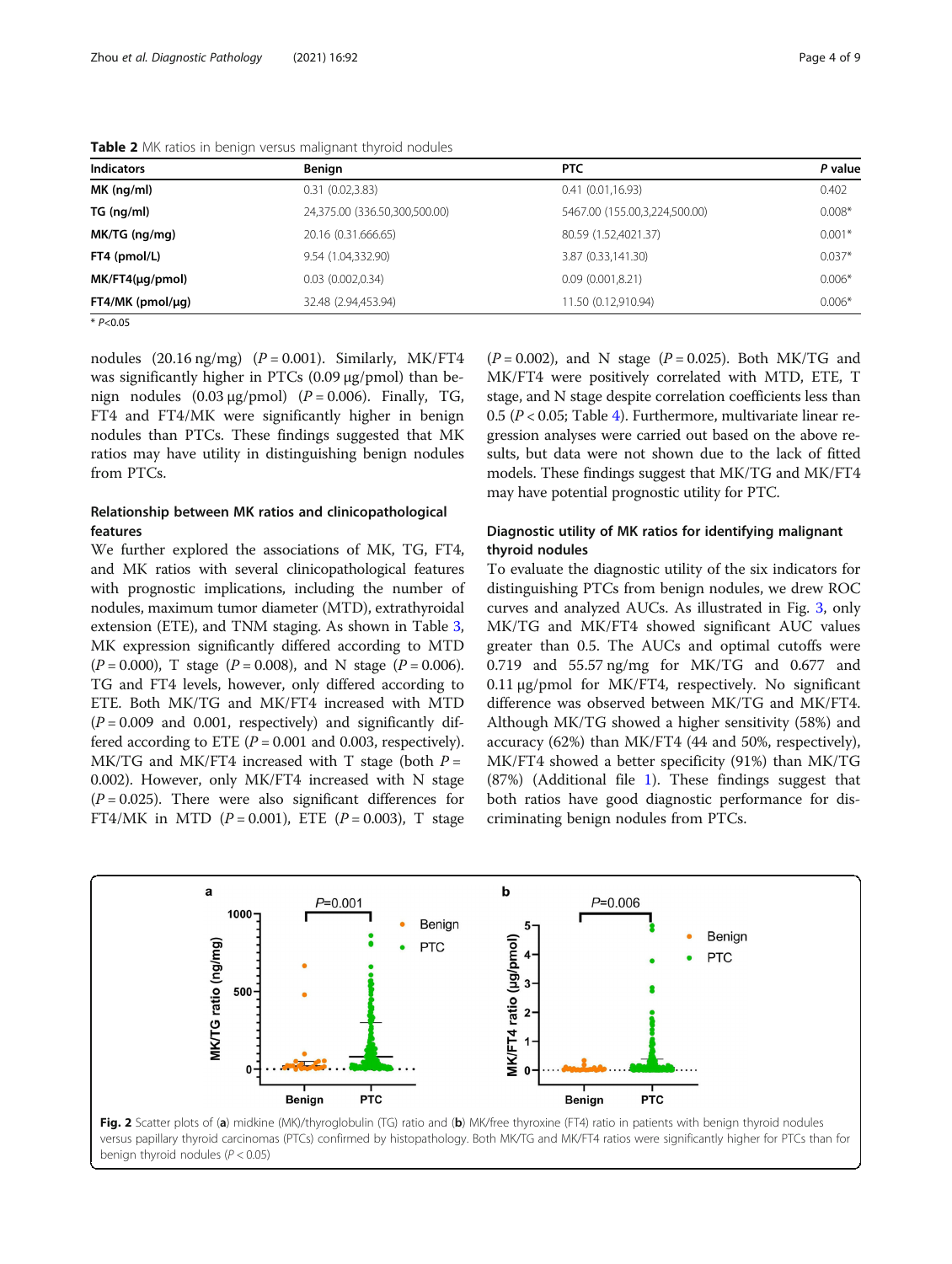**Table 2** MK ratios in benign versus malignant thyroid nodules

| Indicators | Benign | PTC | *P* value |
|---|---|---|---|
| **MK (ng/ml)** | 0.31 (0.02,3.83) | 0.41 (0.01,16.93) | 0.402 |
| **TG (ng/ml)** | 24,375.00 (336.50,300,500.00) | 5467.00 (155.00,3,224,500.00) | 0.008* |
| **MK/TG (ng/mg)** | 20.16 (0.31.666.65) | 80.59 (1.52,4021.37) | 0.001* |
| **FT4 (pmol/L)** | 9.54 (1.04,332.90) | 3.87 (0.33,141.30) | 0.037* |
| **MK/FT4(μg/pmol)** | 0.03 (0.002,0.34) | 0.09 (0.001,8.21) | 0.006* |
| **FT4/MK (pmol/μg)** | 32.48 (2.94,453.94) | 11.50 (0.12,910.94) | 0.006* |

* $P<0.05$

nodules (20.16 ng/mg) ($P = 0.001$). Similarly, MK/FT4 was significantly higher in PTCs (0.09 μg/pmol) than benign nodules (0.03 μg/pmol) ($P = 0.006$). Finally, TG, FT4 and FT4/MK were significantly higher in benign nodules than PTCs. These findings suggested that MK ratios may have utility in distinguishing benign nodules from PTCs.

### Relationship between MK ratios and clinicopathological features

We further explored the associations of MK, TG, FT4, and MK ratios with several clinicopathological features with prognostic implications, including the number of nodules, maximum tumor diameter (MTD), extrathyroidal extension (ETE), and TNM staging. As shown in Table 3, MK expression significantly differed according to MTD ($P = 0.000$), T stage ($P = 0.008$), and N stage ($P = 0.006$). TG and FT4 levels, however, only differed according to ETE. Both MK/TG and MK/FT4 increased with MTD ($P = 0.009$ and 0.001, respectively) and significantly differed according to ETE ($P = 0.001$ and 0.003, respectively). MK/TG and MK/FT4 increased with T stage (both $P =$ 0.002). However, only MK/FT4 increased with N stage ($P = 0.025$). There were also significant differences for FT4/MK in MTD ($P = 0.001$), ETE ($P = 0.003$), T stage ($P = 0.002$), and N stage ($P = 0.025$). Both MK/TG and MK/FT4 were positively correlated with MTD, ETE, T stage, and N stage despite correlation coefficients less than 0.5 ($P < 0.05$; Table 4). Furthermore, multivariate linear regression analyses were carried out based on the above results, but data were not shown due to the lack of fitted models. These findings suggest that MK/TG and MK/FT4 may have potential prognostic utility for PTC.

### Diagnostic utility of MK ratios for identifying malignant thyroid nodules

To evaluate the diagnostic utility of the six indicators for distinguishing PTCs from benign nodules, we drew ROC curves and analyzed AUCs. As illustrated in Fig. 3, only MK/TG and MK/FT4 showed significant AUC values greater than 0.5. The AUCs and optimal cutoffs were 0.719 and 55.57 ng/mg for MK/TG and 0.677 and 0.11 μg/pmol for MK/FT4, respectively. No significant difference was observed between MK/TG and MK/FT4. Although MK/TG showed a higher sensitivity (58%) and accuracy (62%) than MK/FT4 (44 and 50%, respectively), MK/FT4 showed a better specificity (91%) than MK/TG (87%) (Additional file 1). These findings suggest that both ratios have good diagnostic performance for discriminating benign nodules from PTCs.

**Fig. 2** Scatter plots of (**a**) midkine (MK)/thyroglobulin (TG) ratio and (**b**) MK/free thyroxine (FT4) ratio in patients with benign thyroid nodules versus papillary thyroid carcinomas (PTCs) confirmed by histopathology. Both MK/TG and MK/FT4 ratios were significantly higher for PTCs than for benign thyroid nodules ($P < 0.05$)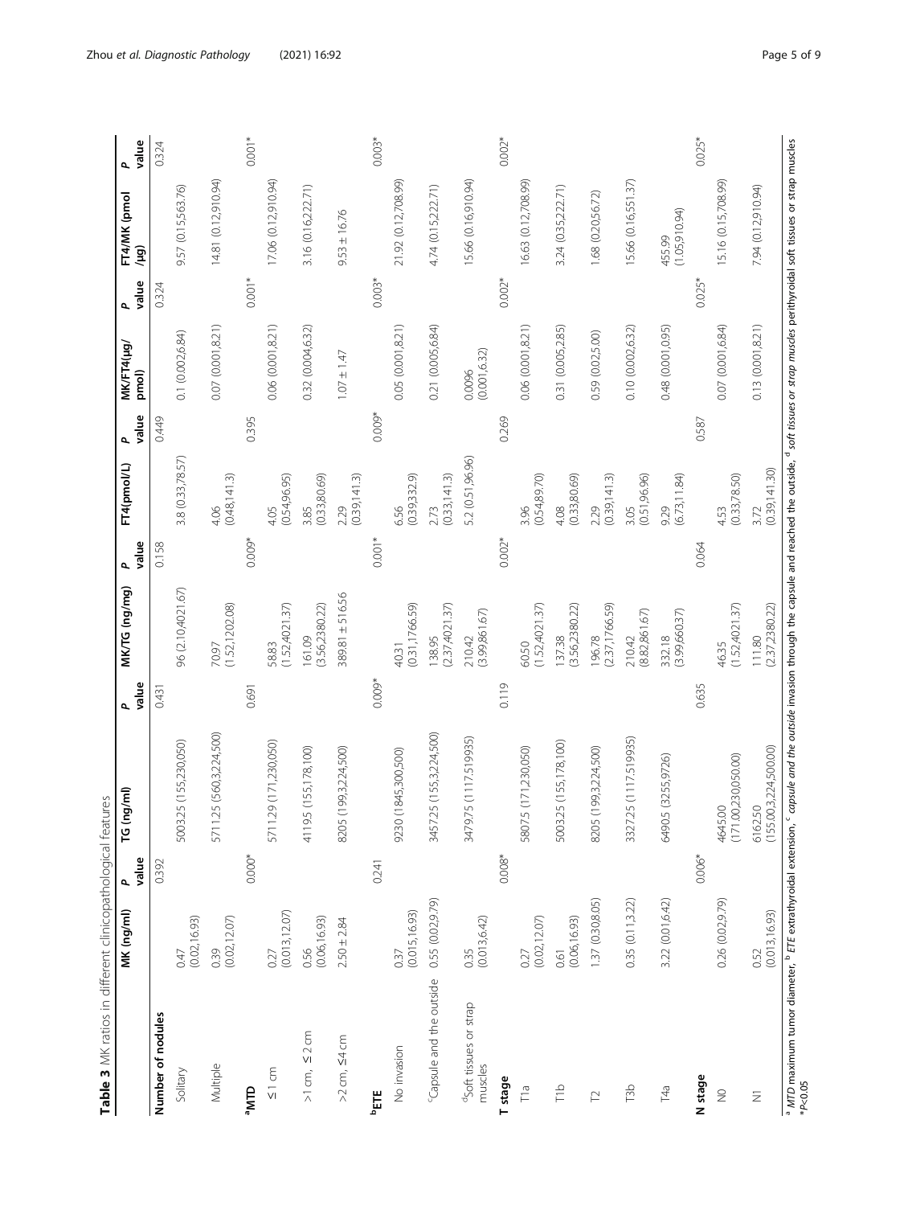**Table 3** MK ratios in different clinicopathological features

| | MK (ng/ml) | *P* value | TG (ng/ml) | *P* value | MK/TG (ng/mg) | *P* value | FT4(pmol/L) | *P* value | MK/FT4(μg/pmol) | *P* value | FT4/MK (pmol/μg) | *P* value |
|---|---|---|---|---|---|---|---|---|---|---|---|---|
| **Number of nodules** | | 0.392 | | 0.431 | | 0.158 | | 0.449 | | 0.324 | | 0.324 |
| Solitary | 0.47 (0.02,16.93) | | 5003.25 (155,230,050) | | 96 (2.10,4021.67) | | 3.8 (0.33,78.57) | | 0.1 (0.002,6.84) | | 9.57 (0.15,563.76) | |
| Multiple | 0.39 (0.02,12.07) | | 5711.25 (560.3,224,500) | | 70.97 (1.52,1202.08) | | 4.06 (0.48,141.3) | | 0.07 (0.001,8.21) | | 14.81 (0.12,910.94) | |
| [a]MTD | | 0.000* | | 0.691 | | 0.009* | | 0.395 | | 0.001* | | 0.001* |
| ≤1 cm | 0.27 (0.013,12.07) | | 5711.29 (171,230,050) | | 58.83 (1.52,4021.37) | | 4.05 (0.54,96.95) | | 0.06 (0.001,8.21) | | 17.06 (0.12,910.94) | |
| >1 cm, ≤2 cm | 0.56 (0.06,16.93) | | 4119.5 (155,178,100) | | 161.09 (3.56,2380.22) | | 3.85 (0.33,80.69) | | 0.32 (0.004,6.32) | | 3.16 (0.16,222.71) | |
| >2 cm, ≤4 cm | 2.50 ± 2.84 | | 8205 (199.3,224,500) | | 389.81 ± 516.56 | | 2.29 (0.39,141.3) | | 1.07 ± 1.47 | | 9.53 ± 16.76 | |
| [b]ETE | | 0.241 | | 0.009* | | 0.001* | | 0.009* | | 0.003* | | 0.003* |
| No invasion | 0.37 (0.015,16.93) | | 9230 (1845,300,500) | | 40.31 (0.31,1766.59) | | 6.56 (0.39,332.9) | | 0.05 (0.001,8.21) | | 21.92 (0.12,708.99) | |
| [c]Capsule and the outside | 0.55 (0.02,9.79) | | 3457.25 (155,3,224,500) | | 138.95 (2.37,4021.37) | | 2.73 (0.33,141.3) | | 0.21 (0.005,6.84) | | 4.74 (0.15,222.71) | |
| [d]Soft tissues or strap muscles | 0.35 (0.013,6.42) | | 3479.75 (1117.5,19935) | | 210.42 (3.99,861.67) | | 5.2 (0.51,96.96) | | 0.0096 (0.001,6.32) | | 15.66 (0.16,910.94) | |
| **T stage** | | 0.008* | | 0.119 | | 0.002* | | 0.269 | | 0.002* | | 0.002* |
| T1a | 0.27 (0.02,12.07) | | 5807.5 (171,230,050) | | 60.50 (1.52,4021.37) | | 3.96 (0.54,89.70) | | 0.06 (0.001,8.21) | | 16.63 (0.12,708.99) | |
| T1b | 0.61 (0.06,16.93) | | 5003.25 (155,178,100) | | 137.38 (3.56,2380.22) | | 4.08 (0.33,80.69) | | 0.31 (0.005,2.85) | | 3.24 (0.35,222.71) | |
| T2 | 1.37 (0.30,8.05) | | 8205 (199.3,224,500) | | 196.78 (2.37,1766.59) | | 2.29 (0.39,141.3) | | 0.59 (0.02,5.00) | | 1.68 (0.20,56.72) | |
| T3b | 0.35 (0.11,3.22) | | 3327.25 (1117.5,19935) | | 210.42 (8.82,861.67) | | 3.05 (0.51,96.96) | | 0.10 (0.002,6.32) | | 15.66 (0.16,551.37) | |
| T4a | 3.22 (0.01,6.42) | | 6490.5 (3255,9726) | | 332.18 (3.99,660.37) | | 9.29 (6.73,11.84) | | 0.48 (0.001,0.95) | | 455.99 (1.05,910.94) | |
| **N stage** | | 0.006* | | 0.635 | | 0.064 | | 0.587 | | 0.025* | | 0.025* |
| N0 | 0.26 (0.02,9.79) | | 4645.00 (171.00,230,050.00) | | 46.35 (1.52,4021.37) | | 4.53 (0.33,78.50) | | 0.07 (0.001,6.84) | | 15.16 (0.15,708.99) | |
| N1 | 0.52 (0.013,16.93) | | 6162.50 (155.00,3,224,500.00) | | 111.80 (2.37,2380.22) | | 3.72 (0.39,141.30) | | 0.13 (0.001,8.21) | | 7.94 (0.12,910.94) | |

[a] *MTD* maximum tumor diameter, [b] *ETE* extrathyroidal extension, [c] *capsule and the outside* invasion through the capsule and reached the outside, [d] *soft tissues or strap muscles* perithyroidal soft tissues or strap muscles
*$P<0.05$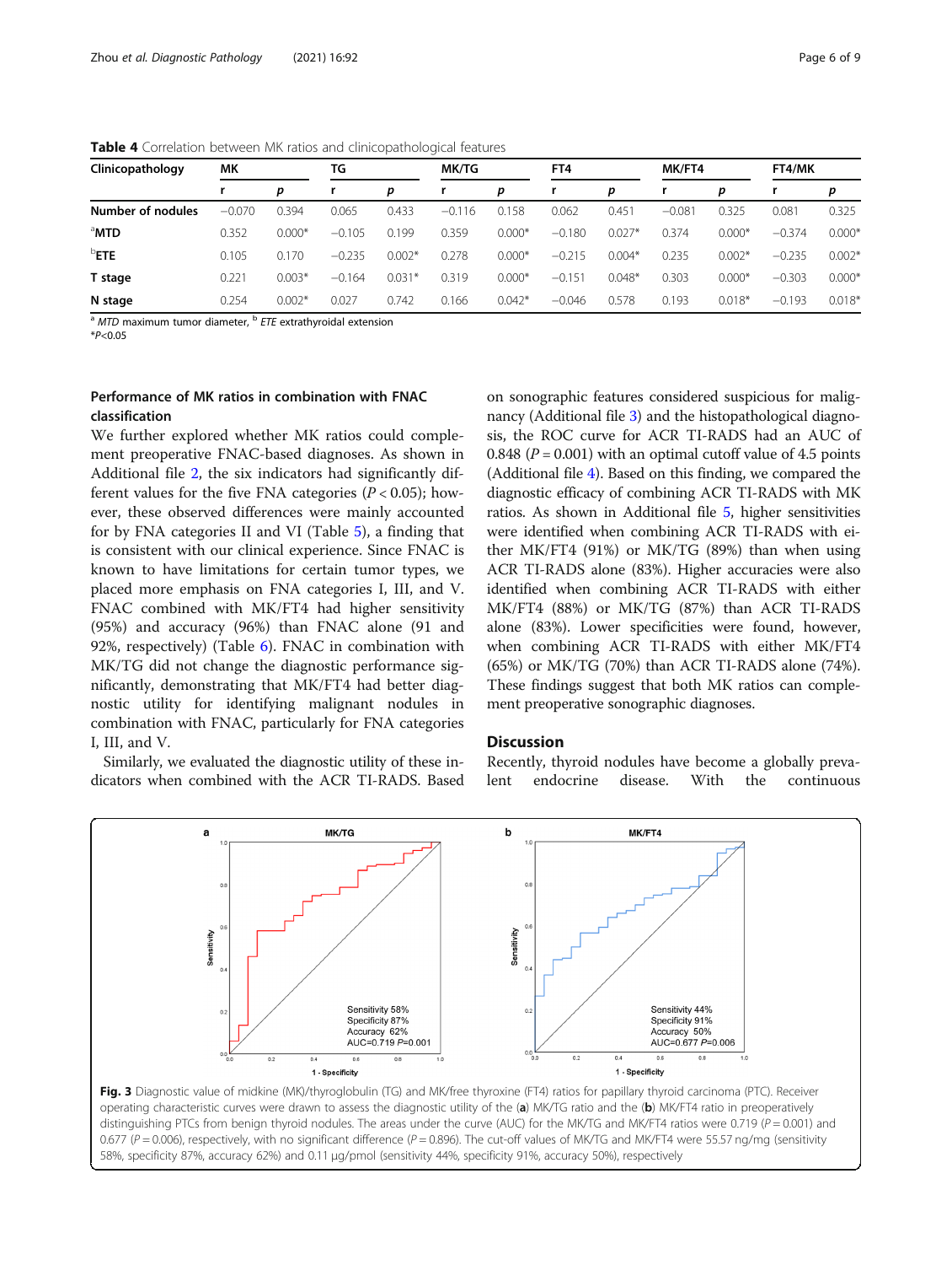**Table 4** Correlation between MK ratios and clinicopathological features

| Clinicopathology | MK | | TG | | MK/TG | | FT4 | | MK/FT4 | | FT4/MK | |
|---|---|---|---|---|---|---|---|---|---|---|---|---|
| | r | p | r | p | r | p | r | p | r | p | r | p |
| **Number of nodules** | −0.070 | 0.394 | 0.065 | 0.433 | −0.116 | 0.158 | 0.062 | 0.451 | −0.081 | 0.325 | 0.081 | 0.325 |
| [a]**MTD** | 0.352 | 0.000* | −0.105 | 0.199 | 0.359 | 0.000* | −0.180 | 0.027* | 0.374 | 0.000* | −0.374 | 0.000* |
| [b]**ETE** | 0.105 | 0.170 | −0.235 | 0.002* | 0.278 | 0.000* | −0.215 | 0.004* | 0.235 | 0.002* | −0.235 | 0.002* |
| **T stage** | 0.221 | 0.003* | −0.164 | 0.031* | 0.319 | 0.000* | −0.151 | 0.048* | 0.303 | 0.000* | −0.303 | 0.000* |
| **N stage** | 0.254 | 0.002* | 0.027 | 0.742 | 0.166 | 0.042* | −0.046 | 0.578 | 0.193 | 0.018* | −0.193 | 0.018* |

[a] *MTD* maximum tumor diameter, [b] *ETE* extrathyroidal extension
*$P<0.05$

### Performance of MK ratios in combination with FNAC classification

We further explored whether MK ratios could complement preoperative FNAC-based diagnoses. As shown in Additional file 2, the six indicators had significantly different values for the five FNA categories ($P < 0.05$); however, these observed differences were mainly accounted for by FNA categories II and VI (Table 5), a finding that is consistent with our clinical experience. Since FNAC is known to have limitations for certain tumor types, we placed more emphasis on FNA categories I, III, and V. FNAC combined with MK/FT4 had higher sensitivity (95%) and accuracy (96%) than FNAC alone (91 and 92%, respectively) (Table 6). FNAC in combination with MK/TG did not change the diagnostic performance significantly, demonstrating that MK/FT4 had better diagnostic utility for identifying malignant nodules in combination with FNAC, particularly for FNA categories I, III, and V.

Similarly, we evaluated the diagnostic utility of these indicators when combined with the ACR TI-RADS. Based on sonographic features considered suspicious for malignancy (Additional file 3) and the histopathological diagnosis, the ROC curve for ACR TI-RADS had an AUC of 0.848 ($P = 0.001$) with an optimal cutoff value of 4.5 points (Additional file 4). Based on this finding, we compared the diagnostic efficacy of combining ACR TI-RADS with MK ratios. As shown in Additional file 5, higher sensitivities were identified when combining ACR TI-RADS with either MK/FT4 (91%) or MK/TG (89%) than when using ACR TI-RADS alone (83%). Higher accuracies were also identified when combining ACR TI-RADS with either MK/FT4 (88%) or MK/TG (87%) than ACR TI-RADS alone (83%). Lower specificities were found, however, when combining ACR TI-RADS with either MK/FT4 (65%) or MK/TG (70%) than ACR TI-RADS alone (74%). These findings suggest that both MK ratios can complement preoperative sonographic diagnoses.

## Discussion

Recently, thyroid nodules have become a globally prevalent endocrine disease. With the continuous

**Fig. 3** Diagnostic value of midkine (MK)/thyroglobulin (TG) and MK/free thyroxine (FT4) ratios for papillary thyroid carcinoma (PTC). Receiver operating characteristic curves were drawn to assess the diagnostic utility of the (**a**) MK/TG ratio and the (**b**) MK/FT4 ratio in preoperatively distinguishing PTCs from benign thyroid nodules. The areas under the curve (AUC) for the MK/TG and MK/FT4 ratios were 0.719 ($P = 0.001$) and 0.677 ($P = 0.006$), respectively, with no significant difference ($P = 0.896$). The cut-off values of MK/TG and MK/FT4 were 55.57 ng/mg (sensitivity 58%, specificity 87%, accuracy 62%) and 0.11 μg/pmol (sensitivity 44%, specificity 91%, accuracy 50%), respectively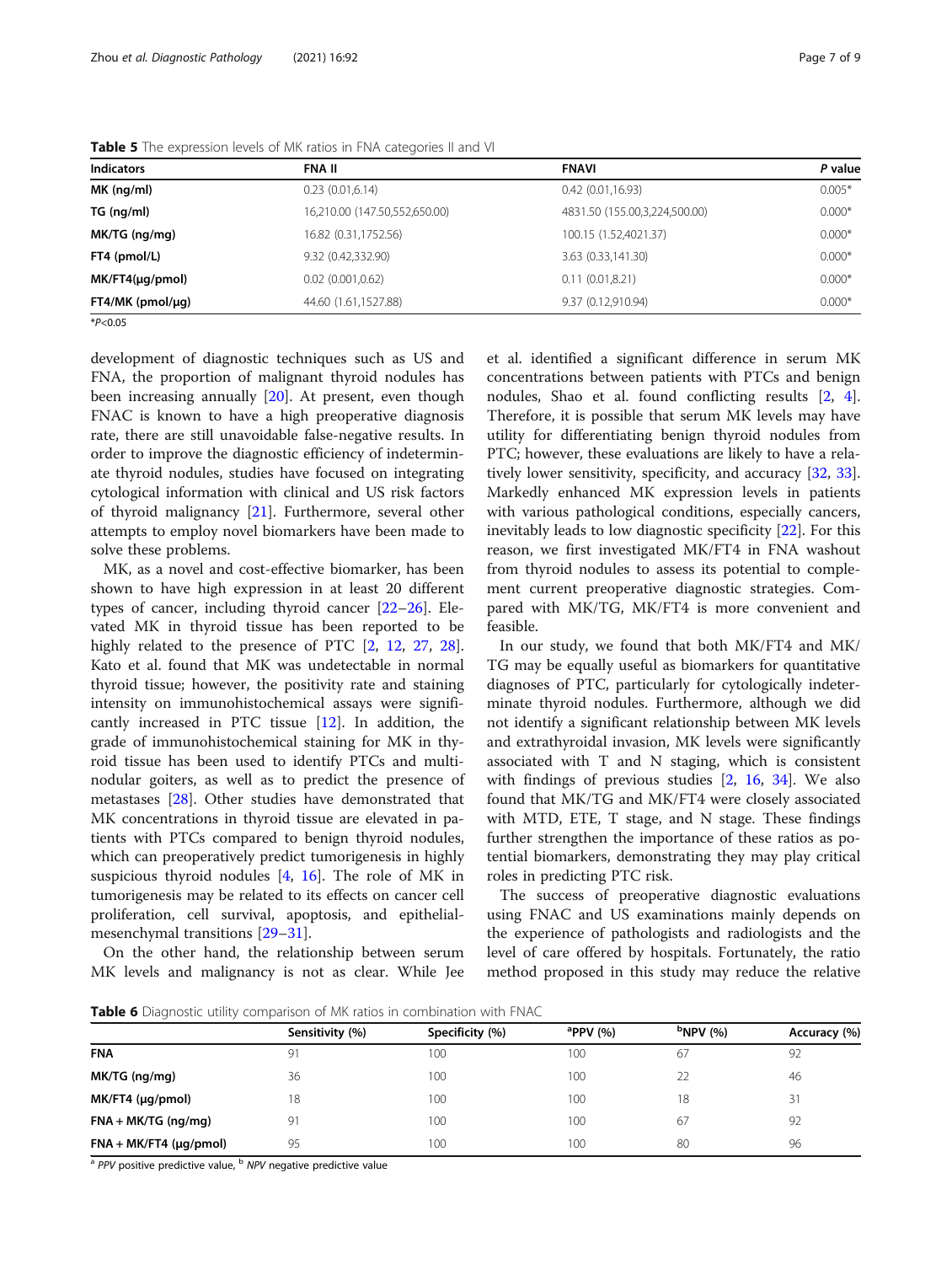**Table 5** The expression levels of MK ratios in FNA categories II and VI

| Indicators | FNA II | FNAVI | *P* value |
|---|---|---|---|
| **MK (ng/ml)** | 0.23 (0.01,6.14) | 0.42 (0.01,16.93) | 0.005* |
| **TG (ng/ml)** | 16,210.00 (147.50,552,650.00) | 4831.50 (155.00,3,224,500.00) | 0.000* |
| **MK/TG (ng/mg)** | 16.82 (0.31,1752.56) | 100.15 (1.52,4021.37) | 0.000* |
| **FT4 (pmol/L)** | 9.32 (0.42,332.90) | 3.63 (0.33,141.30) | 0.000* |
| **MK/FT4(μg/pmol)** | 0.02 (0.001,0.62) | 0.11 (0.01,8.21) | 0.000* |
| **FT4/MK (pmol/μg)** | 44.60 (1.61,1527.88) | 9.37 (0.12,910.94) | 0.000* |

*$P<0.05$

development of diagnostic techniques such as US and FNA, the proportion of malignant thyroid nodules has been increasing annually [20]. At present, even though FNAC is known to have a high preoperative diagnosis rate, there are still unavoidable false-negative results. In order to improve the diagnostic efficiency of indeterminate thyroid nodules, studies have focused on integrating cytological information with clinical and US risk factors of thyroid malignancy [21]. Furthermore, several other attempts to employ novel biomarkers have been made to solve these problems.

MK, as a novel and cost-effective biomarker, has been shown to have high expression in at least 20 different types of cancer, including thyroid cancer [22–26]. Elevated MK in thyroid tissue has been reported to be highly related to the presence of PTC [2, 12, 27, 28]. Kato et al. found that MK was undetectable in normal thyroid tissue; however, the positivity rate and staining intensity on immunohistochemical assays were significantly increased in PTC tissue [12]. In addition, the grade of immunohistochemical staining for MK in thyroid tissue has been used to identify PTCs and multinodular goiters, as well as to predict the presence of metastases [28]. Other studies have demonstrated that MK concentrations in thyroid tissue are elevated in patients with PTCs compared to benign thyroid nodules, which can preoperatively predict tumorigenesis in highly suspicious thyroid nodules [4, 16]. The role of MK in tumorigenesis may be related to its effects on cancer cell proliferation, cell survival, apoptosis, and epithelial-mesenchymal transitions [29–31].

On the other hand, the relationship between serum MK levels and malignancy is not as clear. While Jee et al. identified a significant difference in serum MK concentrations between patients with PTCs and benign nodules, Shao et al. found conflicting results [2, 4]. Therefore, it is possible that serum MK levels may have utility for differentiating benign thyroid nodules from PTC; however, these evaluations are likely to have a relatively lower sensitivity, specificity, and accuracy [32, 33]. Markedly enhanced MK expression levels in patients with various pathological conditions, especially cancers, inevitably leads to low diagnostic specificity [22]. For this reason, we first investigated MK/FT4 in FNA washout from thyroid nodules to assess its potential to complement current preoperative diagnostic strategies. Compared with MK/TG, MK/FT4 is more convenient and feasible.

In our study, we found that both MK/FT4 and MK/TG may be equally useful as biomarkers for quantitative diagnoses of PTC, particularly for cytologically indeterminate thyroid nodules. Furthermore, although we did not identify a significant relationship between MK levels and extrathyroidal invasion, MK levels were significantly associated with T and N staging, which is consistent with findings of previous studies [2, 16, 34]. We also found that MK/TG and MK/FT4 were closely associated with MTD, ETE, T stage, and N stage. These findings further strengthen the importance of these ratios as potential biomarkers, demonstrating they may play critical roles in predicting PTC risk.

The success of preoperative diagnostic evaluations using FNAC and US examinations mainly depends on the experience of pathologists and radiologists and the level of care offered by hospitals. Fortunately, the ratio method proposed in this study may reduce the relative

**Table 6** Diagnostic utility comparison of MK ratios in combination with FNAC

| | Sensitivity (%) | Specificity (%) | [a]PPV (%) | [b]NPV (%) | Accuracy (%) |
|---|---|---|---|---|---|
| **FNA** | 91 | 100 | 100 | 67 | 92 |
| **MK/TG (ng/mg)** | 36 | 100 | 100 | 22 | 46 |
| **MK/FT4 (μg/pmol)** | 18 | 100 | 100 | 18 | 31 |
| **FNA + MK/TG (ng/mg)** | 91 | 100 | 100 | 67 | 92 |
| **FNA + MK/FT4 (μg/pmol)** | 95 | 100 | 100 | 80 | 96 |

[a] *PPV* positive predictive value, [b] *NPV* negative predictive value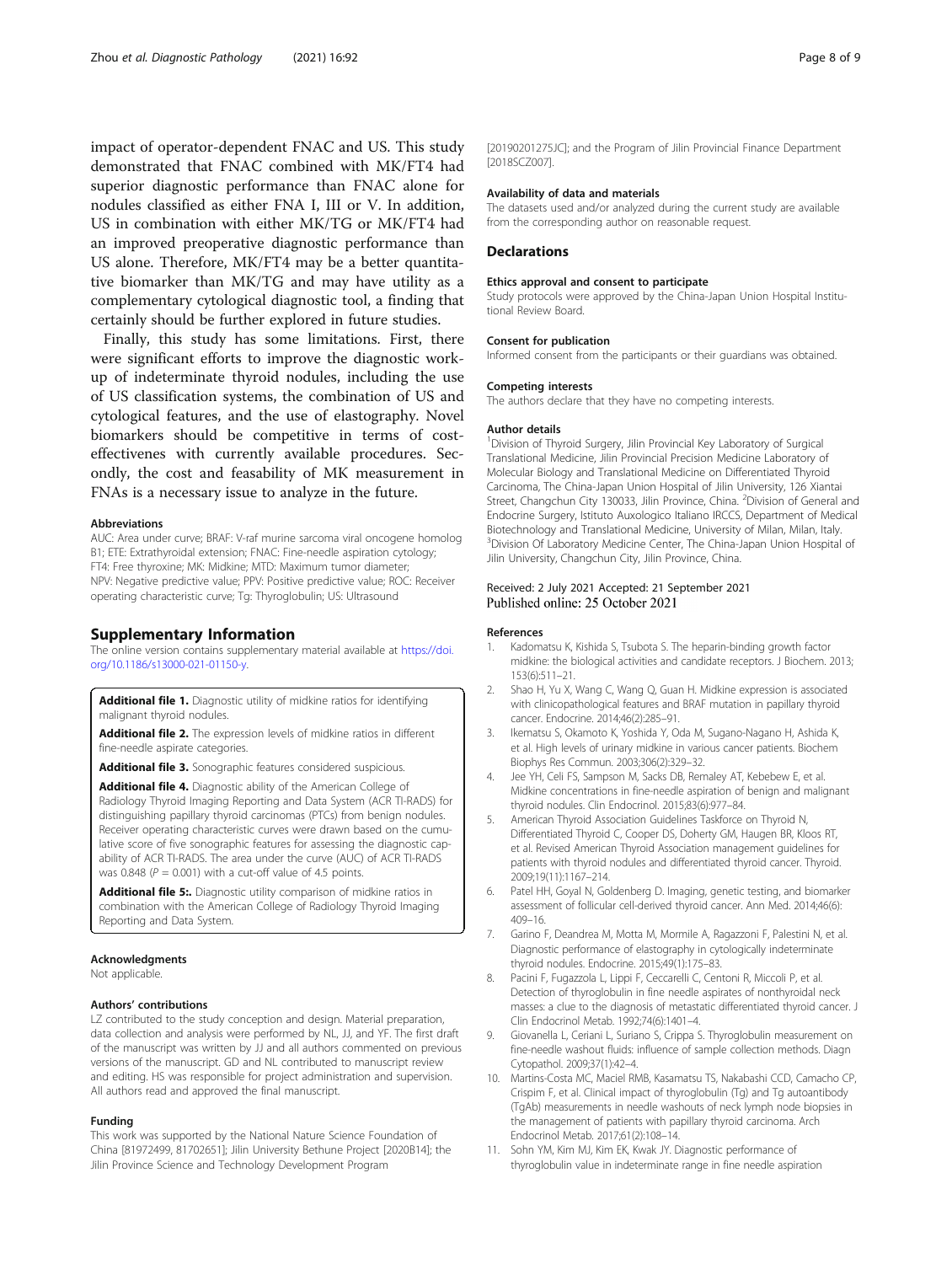impact of operator-dependent FNAC and US. This study demonstrated that FNAC combined with MK/FT4 had superior diagnostic performance than FNAC alone for nodules classified as either FNA I, III or V. In addition, US in combination with either MK/TG or MK/FT4 had an improved preoperative diagnostic performance than US alone. Therefore, MK/FT4 may be a better quantitative biomarker than MK/TG and may have utility as a complementary cytological diagnostic tool, a finding that certainly should be further explored in future studies.

Finally, this study has some limitations. First, there were significant efforts to improve the diagnostic workup of indeterminate thyroid nodules, including the use of US classification systems, the combination of US and cytological features, and the use of elastography. Novel biomarkers should be competitive in terms of cost-effectivenes with currently available procedures. Secondly, the cost and feasability of MK measurement in FNAs is a necessary issue to analyze in the future.

#### Abbreviations

AUC: Area under curve; BRAF: V-raf murine sarcoma viral oncogene homolog B1; ETE: Extrathyroidal extension; FNAC: Fine-needle aspiration cytology; FT4: Free thyroxine; MK: Midkine; MTD: Maximum tumor diameter; NPV: Negative predictive value; PPV: Positive predictive value; ROC: Receiver operating characteristic curve; Tg: Thyroglobulin; US: Ultrasound

## Supplementary Information

The online version contains supplementary material available at https://doi.org/10.1186/s13000-021-01150-y.

**Additional file 1.** Diagnostic utility of midkine ratios for identifying malignant thyroid nodules.

**Additional file 2.** The expression levels of midkine ratios in different fine-needle aspirate categories.

**Additional file 3.** Sonographic features considered suspicious.

**Additional file 4.** Diagnostic ability of the American College of Radiology Thyroid Imaging Reporting and Data System (ACR TI-RADS) for distinguishing papillary thyroid carcinomas (PTCs) from benign nodules. Receiver operating characteristic curves were drawn based on the cumulative score of five sonographic features for assessing the diagnostic capability of ACR TI-RADS. The area under the curve (AUC) of ACR TI-RADS was 0.848 ($P = 0.001$) with a cut-off value of 4.5 points.

**Additional file 5:.** Diagnostic utility comparison of midkine ratios in combination with the American College of Radiology Thyroid Imaging Reporting and Data System.

#### Acknowledgments

Not applicable.

#### Authors' contributions

LZ contributed to the study conception and design. Material preparation, data collection and analysis were performed by NL, JJ, and YF. The first draft of the manuscript was written by JJ and all authors commented on previous versions of the manuscript. GD and NL contributed to manuscript review and editing. HS was responsible for project administration and supervision. All authors read and approved the final manuscript.

#### Funding

This work was supported by the National Nature Science Foundation of China [81972499, 81702651]; Jilin University Bethune Project [2020B14]; the Jilin Province Science and Technology Development Program [20190201275JC]; and the Program of Jilin Provincial Finance Department [2018SCZ007].

#### Availability of data and materials

The datasets used and/or analyzed during the current study are available from the corresponding author on reasonable request.

## Declarations

#### Ethics approval and consent to participate

Study protocols were approved by the China-Japan Union Hospital Institutional Review Board.

#### Consent for publication

Informed consent from the participants or their guardians was obtained.

#### Competing interests

The authors declare that they have no competing interests.

#### Author details

[1]Division of Thyroid Surgery, Jilin Provincial Key Laboratory of Surgical Translational Medicine, Jilin Provincial Precision Medicine Laboratory of Molecular Biology and Translational Medicine on Differentiated Thyroid Carcinoma, The China-Japan Union Hospital of Jilin University, 126 Xiantai Street, Changchun City 130033, Jilin Province, China. [2]Division of General and Endocrine Surgery, Istituto Auxologico Italiano IRCCS, Department of Medical Biotechnology and Translational Medicine, University of Milan, Milan, Italy. [3]Division Of Laboratory Medicine Center, The China-Japan Union Hospital of Jilin University, Changchun City, Jilin Province, China.

Received: 2 July 2021 Accepted: 21 September 2021
Published online: 25 October 2021

#### References

1. Kadomatsu K, Kishida S, Tsubota S. The heparin-binding growth factor midkine: the biological activities and candidate receptors. J Biochem. 2013; 153(6):511–21.
2. Shao H, Yu X, Wang C, Wang Q, Guan H. Midkine expression is associated with clinicopathological features and BRAF mutation in papillary thyroid cancer. Endocrine. 2014;46(2):285–91.
3. Ikematsu S, Okamoto K, Yoshida Y, Oda M, Sugano-Nagano H, Ashida K, et al. High levels of urinary midkine in various cancer patients. Biochem Biophys Res Commun. 2003;306(2):329–32.
4. Jee YH, Celi FS, Sampson M, Sacks DB, Remaley AT, Kebebew E, et al. Midkine concentrations in fine-needle aspiration of benign and malignant thyroid nodules. Clin Endocrinol. 2015;83(6):977–84.
5. American Thyroid Association Guidelines Taskforce on Thyroid N, Differentiated Thyroid C, Cooper DS, Doherty GM, Haugen BR, Kloos RT, et al. Revised American Thyroid Association management guidelines for patients with thyroid nodules and differentiated thyroid cancer. Thyroid. 2009;19(11):1167–214.
6. Patel HH, Goyal N, Goldenberg D. Imaging, genetic testing, and biomarker assessment of follicular cell-derived thyroid cancer. Ann Med. 2014;46(6): 409–16.
7. Garino F, Deandrea M, Motta M, Mormile A, Ragazzoni F, Palestini N, et al. Diagnostic performance of elastography in cytologically indeterminate thyroid nodules. Endocrine. 2015;49(1):175–83.
8. Pacini F, Fugazzola L, Lippi F, Ceccarelli C, Centoni R, Miccoli P, et al. Detection of thyroglobulin in fine needle aspirates of nonthyroidal neck masses: a clue to the diagnosis of metastatic differentiated thyroid cancer. J Clin Endocrinol Metab. 1992;74(6):1401–4.
9. Giovanella L, Ceriani L, Suriano S, Crippa S. Thyroglobulin measurement on fine-needle washout fluids: influence of sample collection methods. Diagn Cytopathol. 2009;37(1):42–4.
10. Martins-Costa MC, Maciel RMB, Kasamatsu TS, Nakabashi CCD, Camacho CP, Crispim F, et al. Clinical impact of thyroglobulin (Tg) and Tg autoantibody (TgAb) measurements in needle washouts of neck lymph node biopsies in the management of patients with papillary thyroid carcinoma. Arch Endocrinol Metab. 2017;61(2):108–14.
11. Sohn YM, Kim MJ, Kim EK, Kwak JY. Diagnostic performance of thyroglobulin value in indeterminate range in fine needle aspiration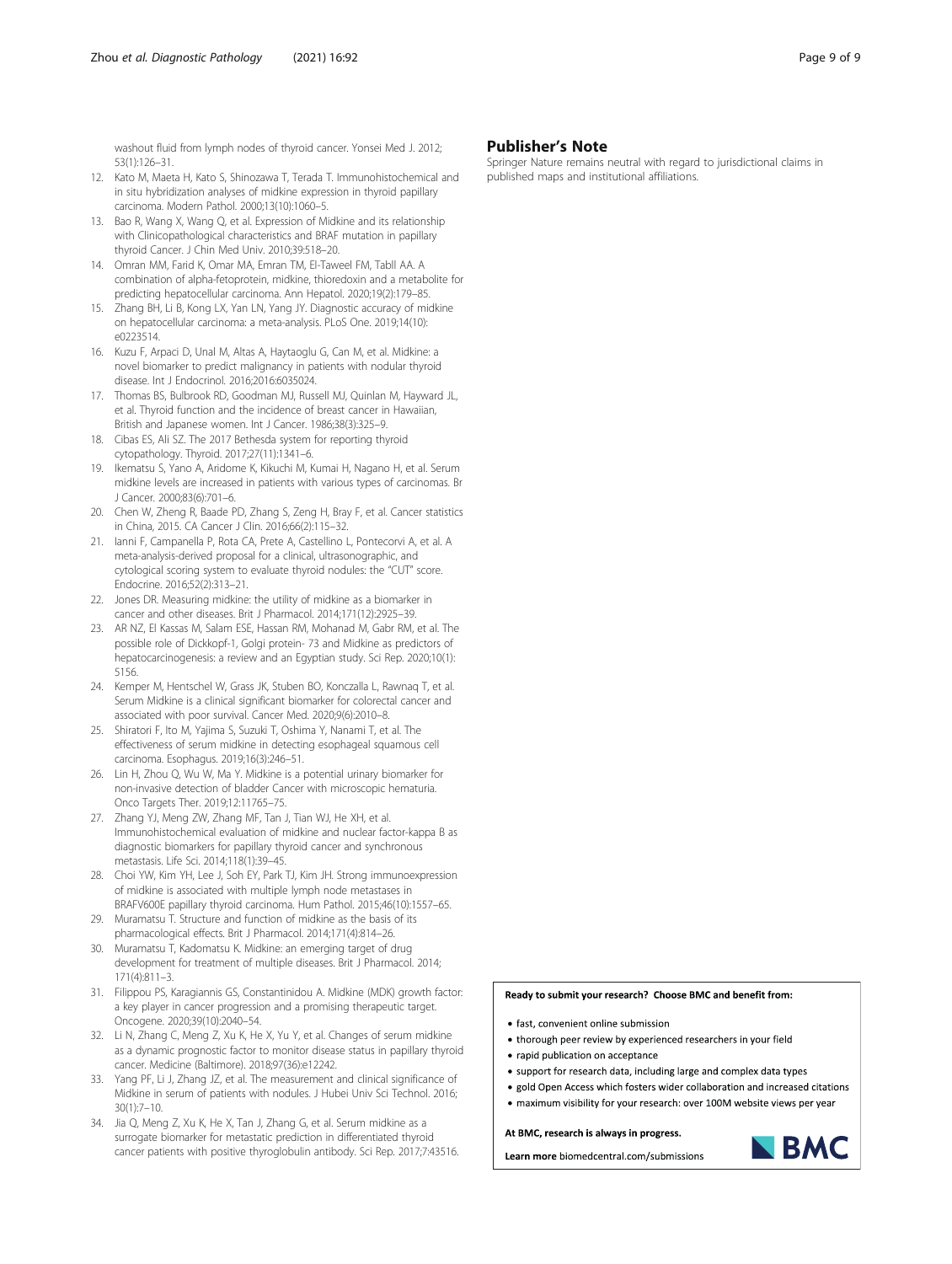washout fluid from lymph nodes of thyroid cancer. Yonsei Med J. 2012; 53(1):126–31.

12. Kato M, Maeta H, Kato S, Shinozawa T, Terada T. Immunohistochemical and in situ hybridization analyses of midkine expression in thyroid papillary carcinoma. Modern Pathol. 2000;13(10):1060–5.
13. Bao R, Wang X, Wang Q, et al. Expression of Midkine and its relationship with Clinicopathological characteristics and BRAF mutation in papillary thyroid Cancer. J Chin Med Univ. 2010;39:518–20.
14. Omran MM, Farid K, Omar MA, Emran TM, El-Taweel FM, Tabll AA. A combination of alpha-fetoprotein, midkine, thioredoxin and a metabolite for predicting hepatocellular carcinoma. Ann Hepatol. 2020;19(2):179–85.
15. Zhang BH, Li B, Kong LX, Yan LN, Yang JY. Diagnostic accuracy of midkine on hepatocellular carcinoma: a meta-analysis. PLoS One. 2019;14(10): e0223514.
16. Kuzu F, Arpaci D, Unal M, Altas A, Haytaoglu G, Can M, et al. Midkine: a novel biomarker to predict malignancy in patients with nodular thyroid disease. Int J Endocrinol. 2016;2016:6035024.
17. Thomas BS, Bulbrook RD, Goodman MJ, Russell MJ, Quinlan M, Hayward JL, et al. Thyroid function and the incidence of breast cancer in Hawaiian, British and Japanese women. Int J Cancer. 1986;38(3):325–9.
18. Cibas ES, Ali SZ. The 2017 Bethesda system for reporting thyroid cytopathology. Thyroid. 2017;27(11):1341–6.
19. Ikematsu S, Yano A, Aridome K, Kikuchi M, Kumai H, Nagano H, et al. Serum midkine levels are increased in patients with various types of carcinomas. Br J Cancer. 2000;83(6):701–6.
20. Chen W, Zheng R, Baade PD, Zhang S, Zeng H, Bray F, et al. Cancer statistics in China, 2015. CA Cancer J Clin. 2016;66(2):115–32.
21. Ianni F, Campanella P, Rota CA, Prete A, Castellino L, Pontecorvi A, et al. A meta-analysis-derived proposal for a clinical, ultrasonographic, and cytological scoring system to evaluate thyroid nodules: the "CUT" score. Endocrine. 2016;52(2):313–21.
22. Jones DR. Measuring midkine: the utility of midkine as a biomarker in cancer and other diseases. Brit J Pharmacol. 2014;171(12):2925–39.
23. AR NZ, El Kassas M, Salam ESE, Hassan RM, Mohanad M, Gabr RM, et al. The possible role of Dickkopf-1, Golgi protein- 73 and Midkine as predictors of hepatocarcinogenesis: a review and an Egyptian study. Sci Rep. 2020;10(1): 5156.
24. Kemper M, Hentschel W, Grass JK, Stuben BO, Konczalla L, Rawnaq T, et al. Serum Midkine is a clinical significant biomarker for colorectal cancer and associated with poor survival. Cancer Med. 2020;9(6):2010–8.
25. Shiratori F, Ito M, Yajima S, Suzuki T, Oshima Y, Nanami T, et al. The effectiveness of serum midkine in detecting esophageal squamous cell carcinoma. Esophagus. 2019;16(3):246–51.
26. Lin H, Zhou Q, Wu W, Ma Y. Midkine is a potential urinary biomarker for non-invasive detection of bladder Cancer with microscopic hematuria. Onco Targets Ther. 2019;12:11765–75.
27. Zhang YJ, Meng ZW, Zhang MF, Tan J, Tian WJ, He XH, et al. Immunohistochemical evaluation of midkine and nuclear factor-kappa B as diagnostic biomarkers for papillary thyroid cancer and synchronous metastasis. Life Sci. 2014;118(1):39–45.
28. Choi YW, Kim YH, Lee J, Soh EY, Park TJ, Kim JH. Strong immunoexpression of midkine is associated with multiple lymph node metastases in BRAFV600E papillary thyroid carcinoma. Hum Pathol. 2015;46(10):1557–65.
29. Muramatsu T. Structure and function of midkine as the basis of its pharmacological effects. Brit J Pharmacol. 2014;171(4):814–26.
30. Muramatsu T, Kadomatsu K. Midkine: an emerging target of drug development for treatment of multiple diseases. Brit J Pharmacol. 2014; 171(4):811–3.
31. Filippou PS, Karagiannis GS, Constantinidou A. Midkine (MDK) growth factor: a key player in cancer progression and a promising therapeutic target. Oncogene. 2020;39(10):2040–54.
32. Li N, Zhang C, Meng Z, Xu K, He X, Yu Y, et al. Changes of serum midkine as a dynamic prognostic factor to monitor disease status in papillary thyroid cancer. Medicine (Baltimore). 2018;97(36):e12242.
33. Yang PF, Li J, Zhang JZ, et al. The measurement and clinical significance of Midkine in serum of patients with nodules. J Hubei Univ Sci Technol. 2016; 30(1):7–10.
34. Jia Q, Meng Z, Xu K, He X, Tan J, Zhang G, et al. Serum midkine as a surrogate biomarker for metastatic prediction in differentiated thyroid cancer patients with positive thyroglobulin antibody. Sci Rep. 2017;7:43516.

## Publisher's Note

Springer Nature remains neutral with regard to jurisdictional claims in published maps and institutional affiliations.

**Ready to submit your research? Choose BMC and benefit from:**

- fast, convenient online submission
- thorough peer review by experienced researchers in your field
- rapid publication on acceptance
- support for research data, including large and complex data types
- gold Open Access which fosters wider collaboration and increased citations
- maximum visibility for your research: over 100M website views per year

**At BMC, research is always in progress.**

**Learn more** biomedcentral.com/submissions

BMC